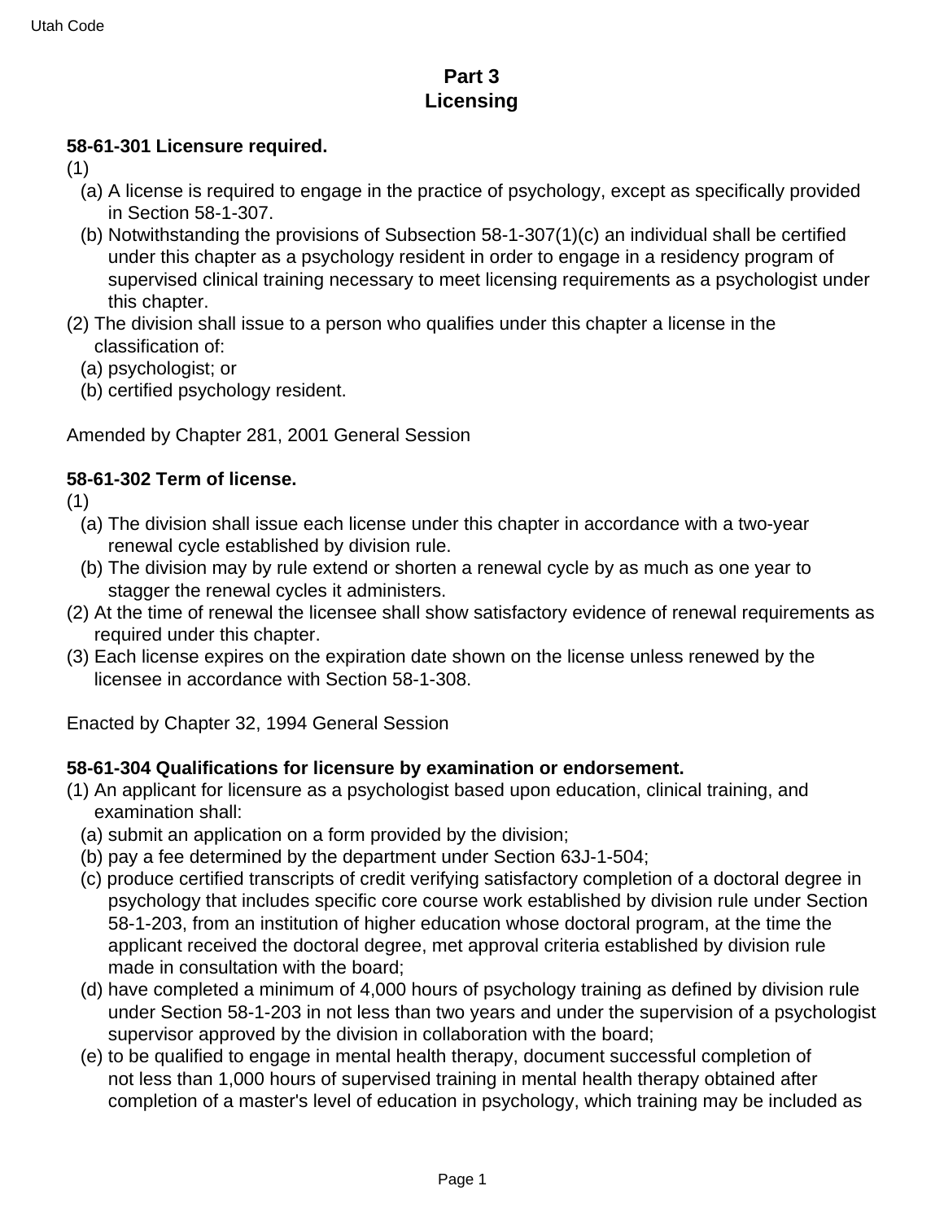# Part 3
# Licensing

**58-61-301 Licensure required.**

(1)

(a) A license is required to engage in the practice of psychology, except as specifically provided in Section 58-1-307.

(b) Notwithstanding the provisions of Subsection 58-1-307(1)(c) an individual shall be certified under this chapter as a psychology resident in order to engage in a residency program of supervised clinical training necessary to meet licensing requirements as a psychologist under this chapter.

(2) The division shall issue to a person who qualifies under this chapter a license in the classification of:

(a) psychologist; or

(b) certified psychology resident.

Amended by Chapter 281, 2001 General Session

**58-61-302 Term of license.**

(1)

(a) The division shall issue each license under this chapter in accordance with a two-year renewal cycle established by division rule.

(b) The division may by rule extend or shorten a renewal cycle by as much as one year to stagger the renewal cycles it administers.

(2) At the time of renewal the licensee shall show satisfactory evidence of renewal requirements as required under this chapter.

(3) Each license expires on the expiration date shown on the license unless renewed by the licensee in accordance with Section 58-1-308.

Enacted by Chapter 32, 1994 General Session

**58-61-304 Qualifications for licensure by examination or endorsement.**

(1) An applicant for licensure as a psychologist based upon education, clinical training, and examination shall:

(a) submit an application on a form provided by the division;

(b) pay a fee determined by the department under Section 63J-1-504;

(c) produce certified transcripts of credit verifying satisfactory completion of a doctoral degree in psychology that includes specific core course work established by division rule under Section 58-1-203, from an institution of higher education whose doctoral program, at the time the applicant received the doctoral degree, met approval criteria established by division rule made in consultation with the board;

(d) have completed a minimum of 4,000 hours of psychology training as defined by division rule under Section 58-1-203 in not less than two years and under the supervision of a psychologist supervisor approved by the division in collaboration with the board;

(e) to be qualified to engage in mental health therapy, document successful completion of not less than 1,000 hours of supervised training in mental health therapy obtained after completion of a master's level of education in psychology, which training may be included as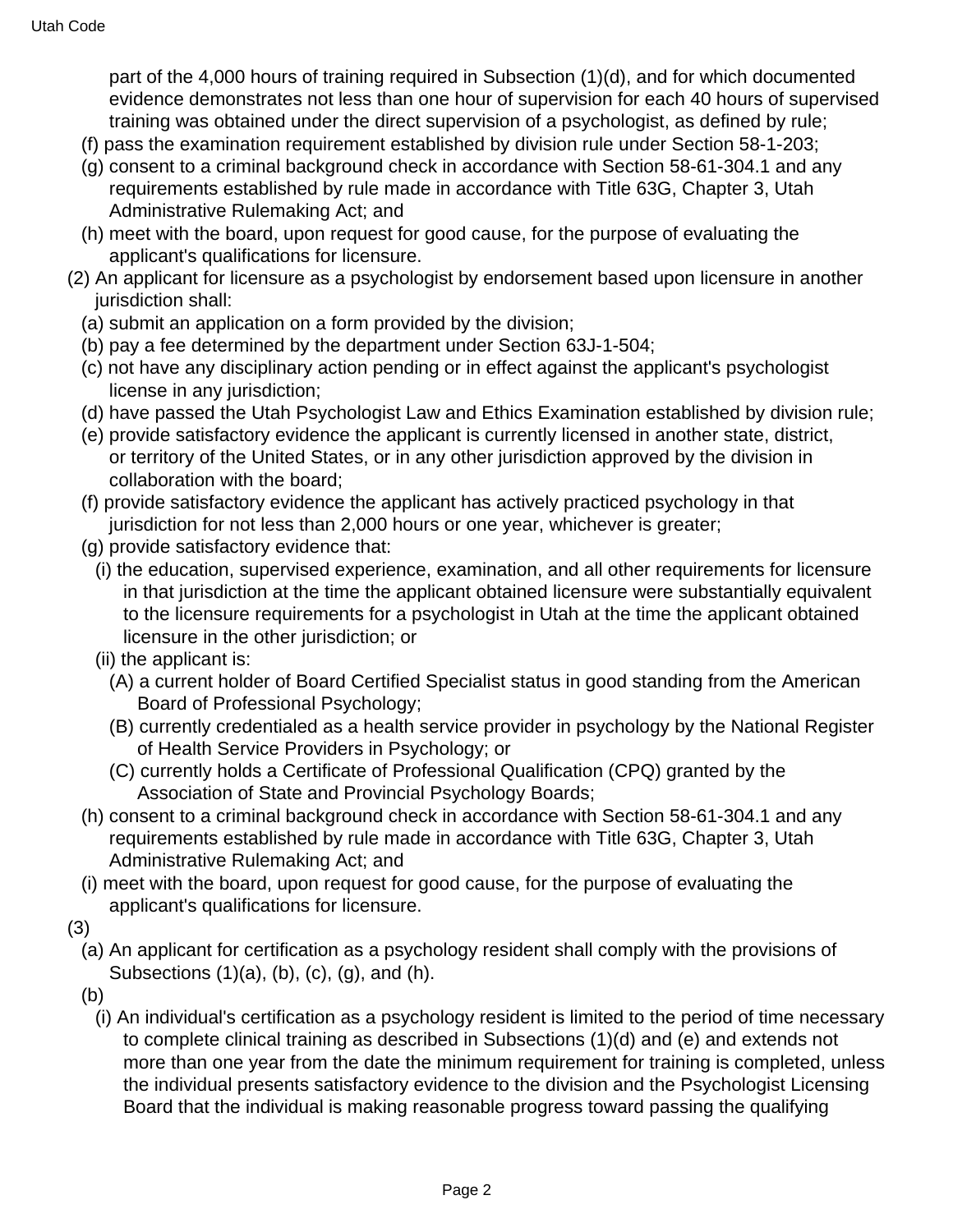part of the 4,000 hours of training required in Subsection (1)(d), and for which documented evidence demonstrates not less than one hour of supervision for each 40 hours of supervised training was obtained under the direct supervision of a psychologist, as defined by rule;

(f) pass the examination requirement established by division rule under Section 58-1-203;

(g) consent to a criminal background check in accordance with Section 58-61-304.1 and any requirements established by rule made in accordance with Title 63G, Chapter 3, Utah Administrative Rulemaking Act; and

(h) meet with the board, upon request for good cause, for the purpose of evaluating the applicant's qualifications for licensure.

(2) An applicant for licensure as a psychologist by endorsement based upon licensure in another jurisdiction shall:

(a) submit an application on a form provided by the division;

(b) pay a fee determined by the department under Section 63J-1-504;

(c) not have any disciplinary action pending or in effect against the applicant's psychologist license in any jurisdiction;

(d) have passed the Utah Psychologist Law and Ethics Examination established by division rule;

(e) provide satisfactory evidence the applicant is currently licensed in another state, district, or territory of the United States, or in any other jurisdiction approved by the division in collaboration with the board;

(f) provide satisfactory evidence the applicant has actively practiced psychology in that jurisdiction for not less than 2,000 hours or one year, whichever is greater;

(g) provide satisfactory evidence that:

(i) the education, supervised experience, examination, and all other requirements for licensure in that jurisdiction at the time the applicant obtained licensure were substantially equivalent to the licensure requirements for a psychologist in Utah at the time the applicant obtained licensure in the other jurisdiction; or

(ii) the applicant is:

(A) a current holder of Board Certified Specialist status in good standing from the American Board of Professional Psychology;

(B) currently credentialed as a health service provider in psychology by the National Register of Health Service Providers in Psychology; or

(C) currently holds a Certificate of Professional Qualification (CPQ) granted by the Association of State and Provincial Psychology Boards;

(h) consent to a criminal background check in accordance with Section 58-61-304.1 and any requirements established by rule made in accordance with Title 63G, Chapter 3, Utah Administrative Rulemaking Act; and

(i) meet with the board, upon request for good cause, for the purpose of evaluating the applicant's qualifications for licensure.

(3)

(a) An applicant for certification as a psychology resident shall comply with the provisions of Subsections (1)(a), (b), (c), (g), and (h).

(b)

(i) An individual's certification as a psychology resident is limited to the period of time necessary to complete clinical training as described in Subsections (1)(d) and (e) and extends not more than one year from the date the minimum requirement for training is completed, unless the individual presents satisfactory evidence to the division and the Psychologist Licensing Board that the individual is making reasonable progress toward passing the qualifying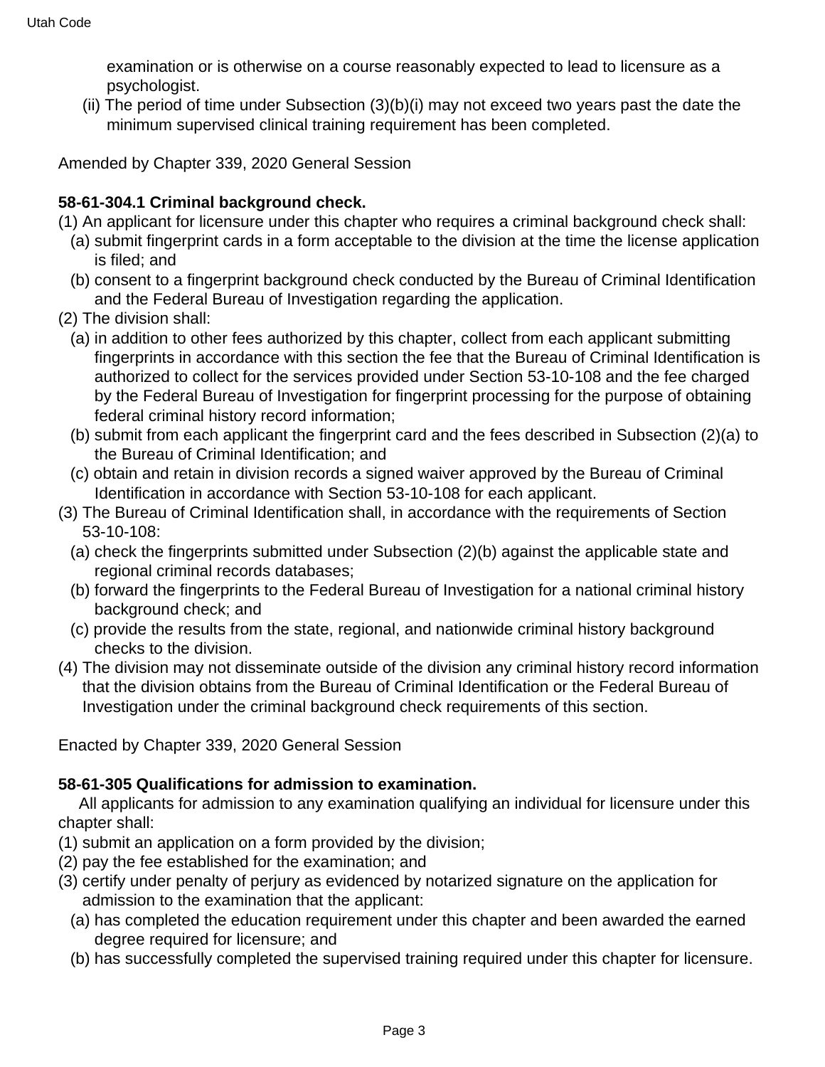examination or is otherwise on a course reasonably expected to lead to licensure as a psychologist.

(ii) The period of time under Subsection (3)(b)(i) may not exceed two years past the date the minimum supervised clinical training requirement has been completed.

Amended by Chapter 339, 2020 General Session

**58-61-304.1 Criminal background check.**

(1) An applicant for licensure under this chapter who requires a criminal background check shall:

(a) submit fingerprint cards in a form acceptable to the division at the time the license application is filed; and

(b) consent to a fingerprint background check conducted by the Bureau of Criminal Identification and the Federal Bureau of Investigation regarding the application.

(2) The division shall:

(a) in addition to other fees authorized by this chapter, collect from each applicant submitting fingerprints in accordance with this section the fee that the Bureau of Criminal Identification is authorized to collect for the services provided under Section 53-10-108 and the fee charged by the Federal Bureau of Investigation for fingerprint processing for the purpose of obtaining federal criminal history record information;

(b) submit from each applicant the fingerprint card and the fees described in Subsection (2)(a) to the Bureau of Criminal Identification; and

(c) obtain and retain in division records a signed waiver approved by the Bureau of Criminal Identification in accordance with Section 53-10-108 for each applicant.

(3) The Bureau of Criminal Identification shall, in accordance with the requirements of Section 53-10-108:

(a) check the fingerprints submitted under Subsection (2)(b) against the applicable state and regional criminal records databases;

(b) forward the fingerprints to the Federal Bureau of Investigation for a national criminal history background check; and

(c) provide the results from the state, regional, and nationwide criminal history background checks to the division.

(4) The division may not disseminate outside of the division any criminal history record information that the division obtains from the Bureau of Criminal Identification or the Federal Bureau of Investigation under the criminal background check requirements of this section.

Enacted by Chapter 339, 2020 General Session

**58-61-305 Qualifications for admission to examination.**

All applicants for admission to any examination qualifying an individual for licensure under this chapter shall:

(1) submit an application on a form provided by the division;

(2) pay the fee established for the examination; and

(3) certify under penalty of perjury as evidenced by notarized signature on the application for admission to the examination that the applicant:

(a) has completed the education requirement under this chapter and been awarded the earned degree required for licensure; and

(b) has successfully completed the supervised training required under this chapter for licensure.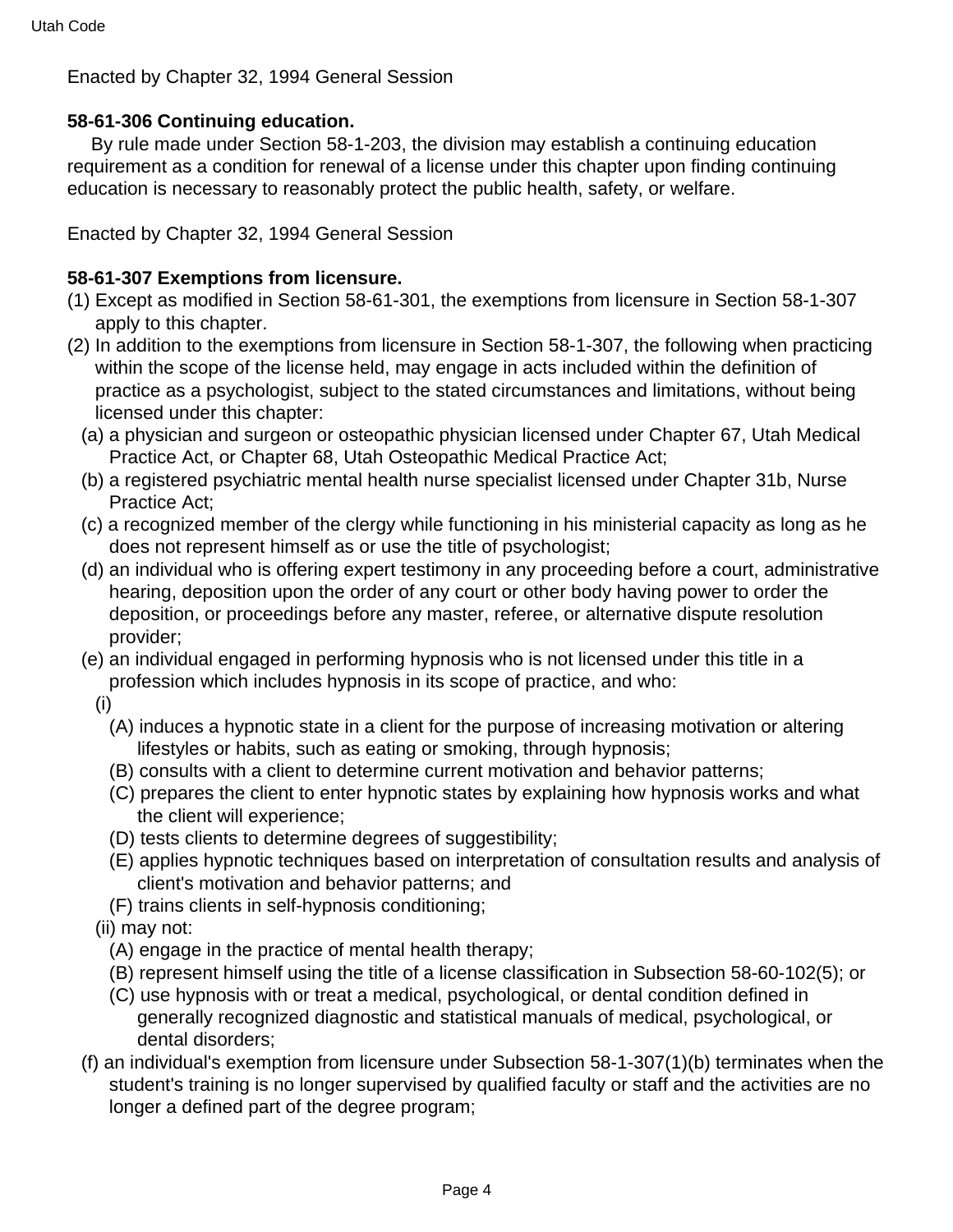Enacted by Chapter 32, 1994 General Session

**58-61-306 Continuing education.**

By rule made under Section 58-1-203, the division may establish a continuing education requirement as a condition for renewal of a license under this chapter upon finding continuing education is necessary to reasonably protect the public health, safety, or welfare.

Enacted by Chapter 32, 1994 General Session

**58-61-307 Exemptions from licensure.**

(1) Except as modified in Section 58-61-301, the exemptions from licensure in Section 58-1-307 apply to this chapter.

(2) In addition to the exemptions from licensure in Section 58-1-307, the following when practicing within the scope of the license held, may engage in acts included within the definition of practice as a psychologist, subject to the stated circumstances and limitations, without being licensed under this chapter:

(a) a physician and surgeon or osteopathic physician licensed under Chapter 67, Utah Medical Practice Act, or Chapter 68, Utah Osteopathic Medical Practice Act;

(b) a registered psychiatric mental health nurse specialist licensed under Chapter 31b, Nurse Practice Act;

(c) a recognized member of the clergy while functioning in his ministerial capacity as long as he does not represent himself as or use the title of psychologist;

(d) an individual who is offering expert testimony in any proceeding before a court, administrative hearing, deposition upon the order of any court or other body having power to order the deposition, or proceedings before any master, referee, or alternative dispute resolution provider;

(e) an individual engaged in performing hypnosis who is not licensed under this title in a profession which includes hypnosis in its scope of practice, and who:

(i)

(A) induces a hypnotic state in a client for the purpose of increasing motivation or altering lifestyles or habits, such as eating or smoking, through hypnosis;

(B) consults with a client to determine current motivation and behavior patterns;

(C) prepares the client to enter hypnotic states by explaining how hypnosis works and what the client will experience;

(D) tests clients to determine degrees of suggestibility;

(E) applies hypnotic techniques based on interpretation of consultation results and analysis of client's motivation and behavior patterns; and

(F) trains clients in self-hypnosis conditioning;

(ii) may not:

(A) engage in the practice of mental health therapy;

(B) represent himself using the title of a license classification in Subsection 58-60-102(5); or

(C) use hypnosis with or treat a medical, psychological, or dental condition defined in generally recognized diagnostic and statistical manuals of medical, psychological, or dental disorders;

(f) an individual's exemption from licensure under Subsection 58-1-307(1)(b) terminates when the student's training is no longer supervised by qualified faculty or staff and the activities are no longer a defined part of the degree program;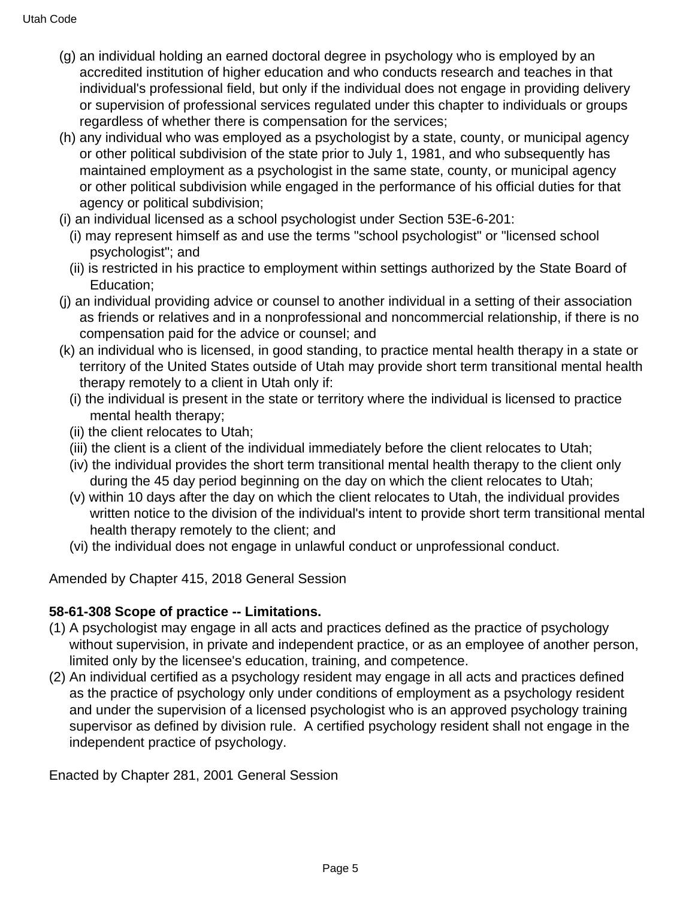(g) an individual holding an earned doctoral degree in psychology who is employed by an accredited institution of higher education and who conducts research and teaches in that individual's professional field, but only if the individual does not engage in providing delivery or supervision of professional services regulated under this chapter to individuals or groups regardless of whether there is compensation for the services;

(h) any individual who was employed as a psychologist by a state, county, or municipal agency or other political subdivision of the state prior to July 1, 1981, and who subsequently has maintained employment as a psychologist in the same state, county, or municipal agency or other political subdivision while engaged in the performance of his official duties for that agency or political subdivision;

(i) an individual licensed as a school psychologist under Section 53E-6-201:

  (i) may represent himself as and use the terms "school psychologist" or "licensed school psychologist"; and

  (ii) is restricted in his practice to employment within settings authorized by the State Board of Education;

(j) an individual providing advice or counsel to another individual in a setting of their association as friends or relatives and in a nonprofessional and noncommercial relationship, if there is no compensation paid for the advice or counsel; and

(k) an individual who is licensed, in good standing, to practice mental health therapy in a state or territory of the United States outside of Utah may provide short term transitional mental health therapy remotely to a client in Utah only if:

  (i) the individual is present in the state or territory where the individual is licensed to practice mental health therapy;

  (ii) the client relocates to Utah;

  (iii) the client is a client of the individual immediately before the client relocates to Utah;

  (iv) the individual provides the short term transitional mental health therapy to the client only during the 45 day period beginning on the day on which the client relocates to Utah;

  (v) within 10 days after the day on which the client relocates to Utah, the individual provides written notice to the division of the individual's intent to provide short term transitional mental health therapy remotely to the client; and

  (vi) the individual does not engage in unlawful conduct or unprofessional conduct.

Amended by Chapter 415, 2018 General Session

**58-61-308 Scope of practice -- Limitations.**

(1) A psychologist may engage in all acts and practices defined as the practice of psychology without supervision, in private and independent practice, or as an employee of another person, limited only by the licensee's education, training, and competence.

(2) An individual certified as a psychology resident may engage in all acts and practices defined as the practice of psychology only under conditions of employment as a psychology resident and under the supervision of a licensed psychologist who is an approved psychology training supervisor as defined by division rule. A certified psychology resident shall not engage in the independent practice of psychology.

Enacted by Chapter 281, 2001 General Session